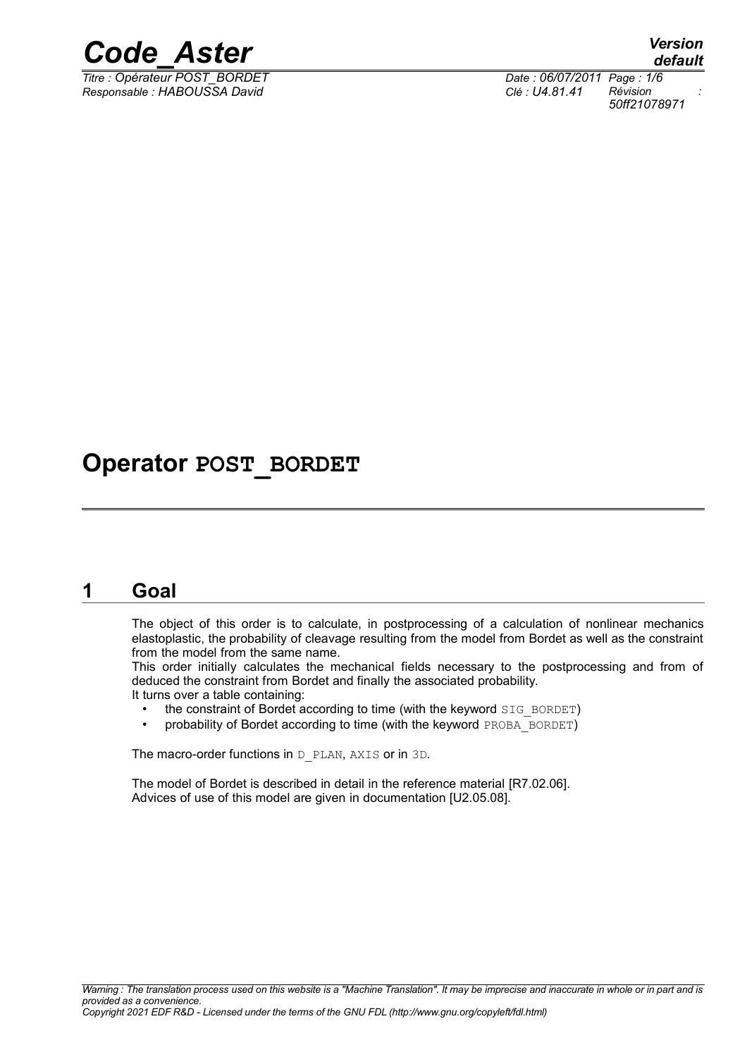# Operator POST_BORDET

## 1 Goal

The object of this order is to calculate, in postprocessing of a calculation of nonlinear mechanics elastoplastic, the probability of cleavage resulting from the model from Bordet as well as the constraint from the model from the same name.

This order initially calculates the mechanical fields necessary to the postprocessing and from of deduced the constraint from Bordet and finally the associated probability.

It turns over a table containing:

- the constraint of Bordet according to time (with the keyword SIG_BORDET)
- probability of Bordet according to time (with the keyword PROBA_BORDET)

The macro-order functions in D_PLAN, AXIS or in 3D.

The model of Bordet is described in detail in the reference material [R7.02.06].
Advices of use of this model are given in documentation [U2.05.08].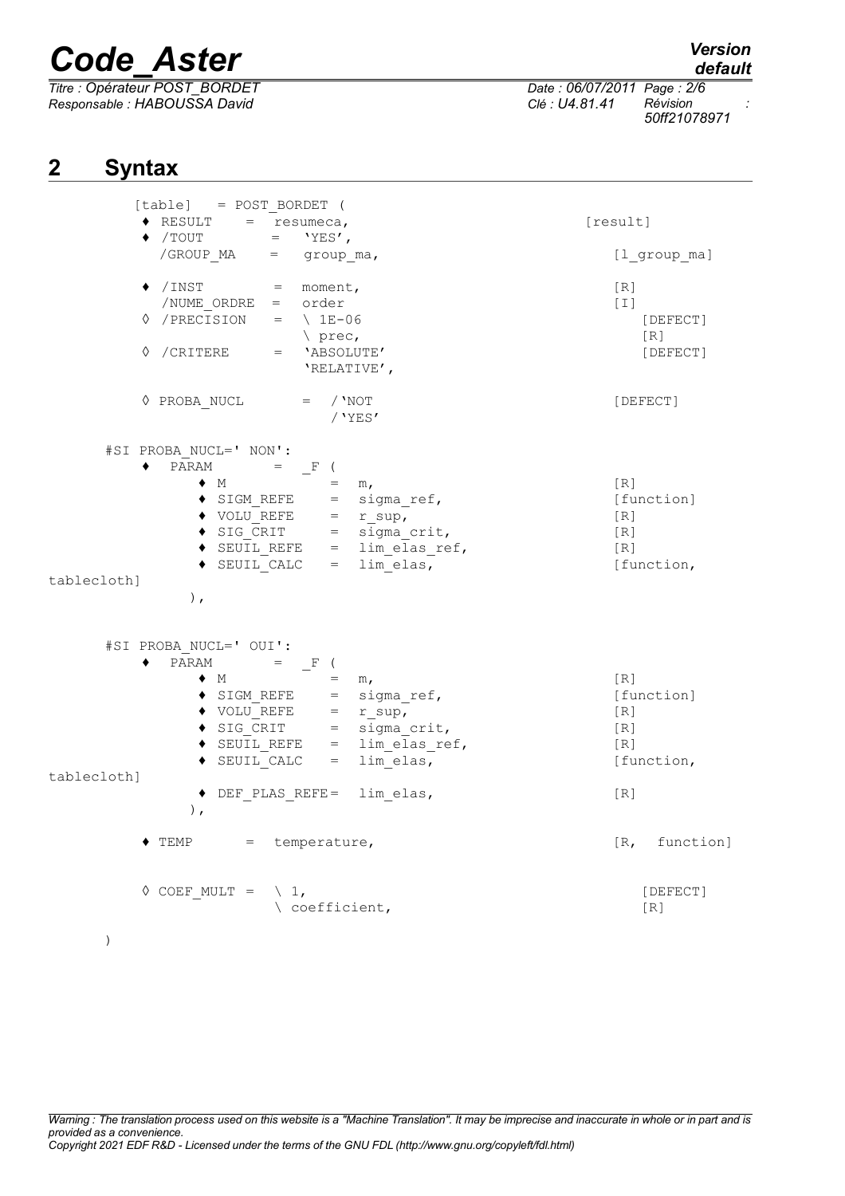## 2 Syntax

```
    [table]  = POST_BORDET (
    ♦ RESULT    =  resumeca,                                    [result]
    ♦ /TOUT        =  'YES',
      /GROUP_MA    =  group_ma,                                  [l_group_ma]

    ♦ /INST        =  moment,                                    [R]
      /NUME_ORDRE  =  order                                      [I]
    ◊ /PRECISION   =  \ 1E-06                                    [DEFECT]
                      \ prec,                                    [R]
    ◊ /CRITERE     =  'ABSOLUTE'                                 [DEFECT]
                      'RELATIVE',

    ◊ PROBA_NUCL        =  /'NOT                                 [DEFECT]
                           /'YES'

  #SI PROBA_NUCL=' NON':
    ♦  PARAM      =  _F (
         ♦ M              =  m,                                  [R]
         ♦ SIGM_REFE      =  sigma_ref,                          [function]
         ♦ VOLU_REFE      =  r_sup,                              [R]
         ♦ SIG_CRIT       =  sigma_crit,                         [R]
         ♦ SEUIL_REFE     =  lim_elas_ref,                       [R]
         ♦ SEUIL_CALC     =  lim_elas,                           [function,
tablecloth]
       ),


  #SI PROBA_NUCL=' OUI':
    ♦  PARAM      =  _F (
         ♦ M              =  m,                                  [R]
         ♦ SIGM_REFE      =  sigma_ref,                          [function]
         ♦ VOLU_REFE      =  r_sup,                              [R]
         ♦ SIG_CRIT       =  sigma_crit,                         [R]
         ♦ SEUIL_REFE     =  lim_elas_ref,                       [R]
         ♦ SEUIL_CALC     =  lim_elas,                           [function,
tablecloth]
         ♦ DEF_PLAS_REFE=  lim_elas,                             [R]
       ),

    ♦ TEMP       =  temperature,                                 [R,  function]


    ◊ COEF_MULT =  \ 1,                                          [DEFECT]
                   \ coefficient,                                [R]

)
```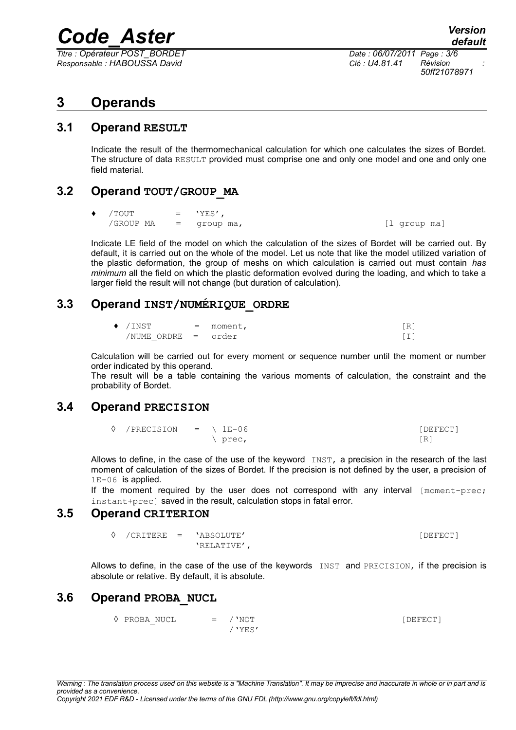# 3 Operands

## 3.1 Operand RESULT

Indicate the result of the thermomechanical calculation for which one calculates the sizes of Bordet. The structure of data RESULT provided must comprise one and only one model and one and only one field material.

## 3.2 Operand TOUT/GROUP_MA

```
♦  /TOUT      =   'YES',
   /GROUP_MA  =   group_ma,                              [l_group_ma]
```

Indicate LE field of the model on which the calculation of the sizes of Bordet will be carried out. By default, it is carried out on the whole of the model. Let us note that like the model utilized variation of the plastic deformation, the group of meshs on which calculation is carried out must contain *has minimum* all the field on which the plastic deformation evolved during the loading, and which to take a larger field the result will not change (but duration of calculation).

## 3.3 Operand INST/NUMÉRIQUE_ORDRE

```
♦ /INST        =  moment,                                [R]
  /NUME_ORDRE  =  order                                  [I]
```

Calculation will be carried out for every moment or sequence number until the moment or number order indicated by this operand.

The result will be a table containing the various moments of calculation, the constraint and the probability of Bordet.

## 3.4 Operand PRECISION

```
◊  /PRECISION   =  \ 1E-06                               [DEFECT]
                   \ prec,                               [R]
```

Allows to define, in the case of the use of the keyword INST, a precision in the research of the last moment of calculation of the sizes of Bordet. If the precision is not defined by the user, a precision of 1E-06 is applied.

If the moment required by the user does not correspond with any interval [moment-prec; instant+prec] saved in the result, calculation stops in fatal error.

## 3.5 Operand CRITERION

```
◊  /CRITERE  =   'ABSOLUTE'                              [DEFECT]
                 'RELATIVE',
```

Allows to define, in the case of the use of the keywords INST and PRECISION, if the precision is absolute or relative. By default, it is absolute.

## 3.6 Operand PROBA_NUCL

```
◊ PROBA_NUCL      =  /'NOT                               [DEFECT]
                     /'YES'
```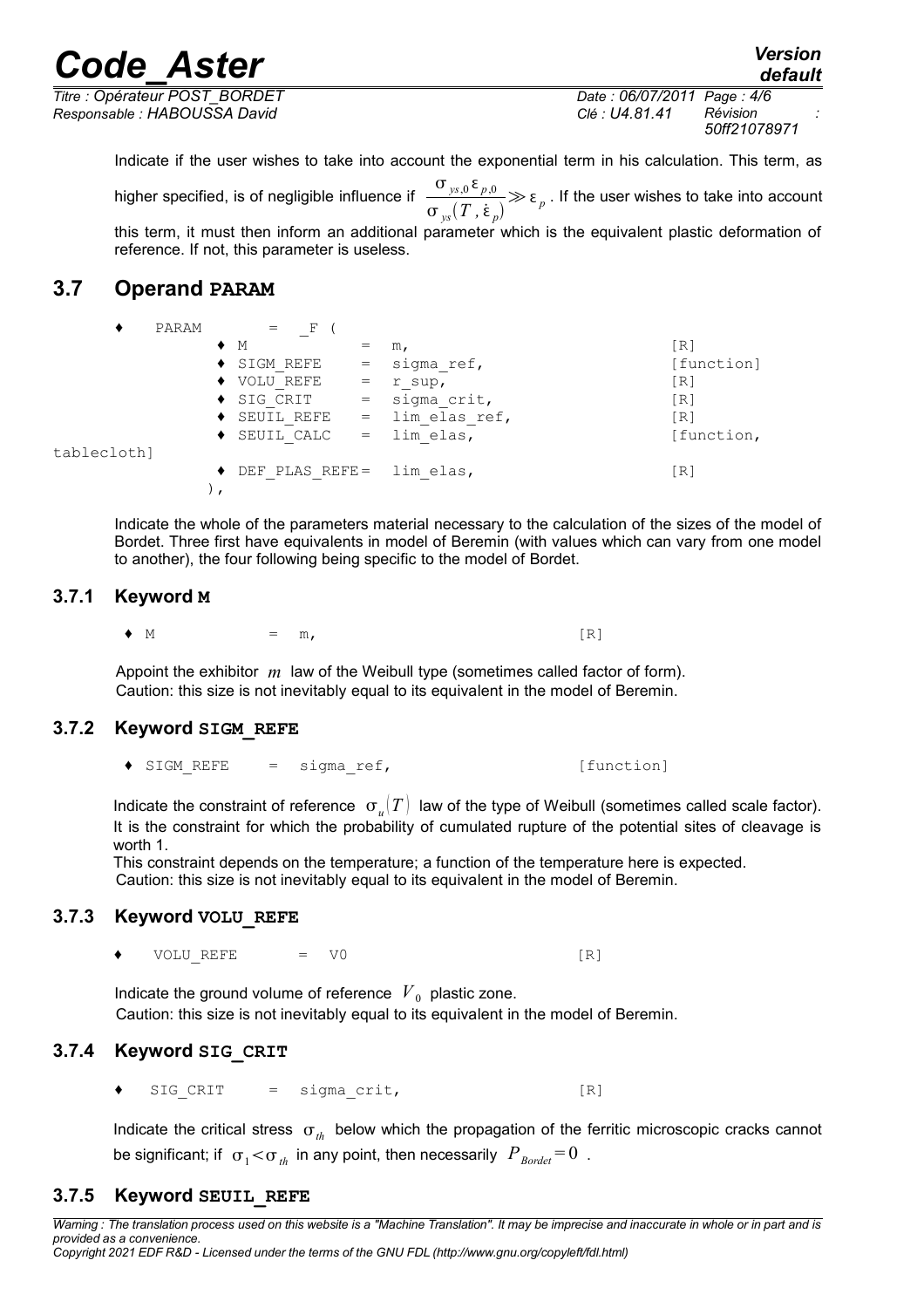Indicate if the user wishes to take into account the exponential term in his calculation. This term, as higher specified, is of negligible influence if $\dfrac{\sigma_{ys,0}\varepsilon_{p,0}}{\sigma_{ys}(T,\dot{\varepsilon}_p)} \gg \varepsilon_p$. If the user wishes to take into account this term, it must then inform an additional parameter which is the equivalent plastic deformation of reference. If not, this parameter is useless.

## 3.7 Operand PARAM

```
♦    PARAM       =   _F (
              ♦ M              =  m,                       [R]
              ♦ SIGM_REFE      =  sigma_ref,               [function]
              ♦ VOLU_REFE      =  r_sup,                   [R]
              ♦ SIG_CRIT       =  sigma_crit,              [R]
              ♦ SEUIL_REFE     =  lim_elas_ref,            [R]
              ♦ SEUIL_CALC     =  lim_elas,                [function,
tablecloth]
              ♦ DEF_PLAS_REFE=  lim_elas,                  [R]
             ),
```

Indicate the whole of the parameters material necessary to the calculation of the sizes of the model of Bordet. Three first have equivalents in model of Beremin (with values which can vary from one model to another), the four following being specific to the model of Bordet.

### 3.7.1 Keyword M

```
♦ M          =  m,                              [R]
```

Appoint the exhibitor $m$ law of the Weibull type (sometimes called factor of form).
Caution: this size is not inevitably equal to its equivalent in the model of Beremin.

### 3.7.2 Keyword SIGM_REFE

```
♦ SIGM_REFE    =   sigma_ref,                   [function]
```

Indicate the constraint of reference $\sigma_u(T)$ law of the type of Weibull (sometimes called scale factor). It is the constraint for which the probability of cumulated rupture of the potential sites of cleavage is worth 1.
This constraint depends on the temperature; a function of the temperature here is expected.
Caution: this size is not inevitably equal to its equivalent in the model of Beremin.

### 3.7.3 Keyword VOLU_REFE

```
♦    VOLU_REFE      =   V0                      [R]
```

Indicate the ground volume of reference $V_0$ plastic zone.
Caution: this size is not inevitably equal to its equivalent in the model of Beremin.

### 3.7.4 Keyword SIG_CRIT

```
♦    SIG_CRIT     =  sigma_crit,                [R]
```

Indicate the critical stress $\sigma_{th}$ below which the propagation of the ferritic microscopic cracks cannot be significant; if $\sigma_1 < \sigma_{th}$ in any point, then necessarily $P_{Bordet} = 0$.

### 3.7.5 Keyword SEUIL_REFE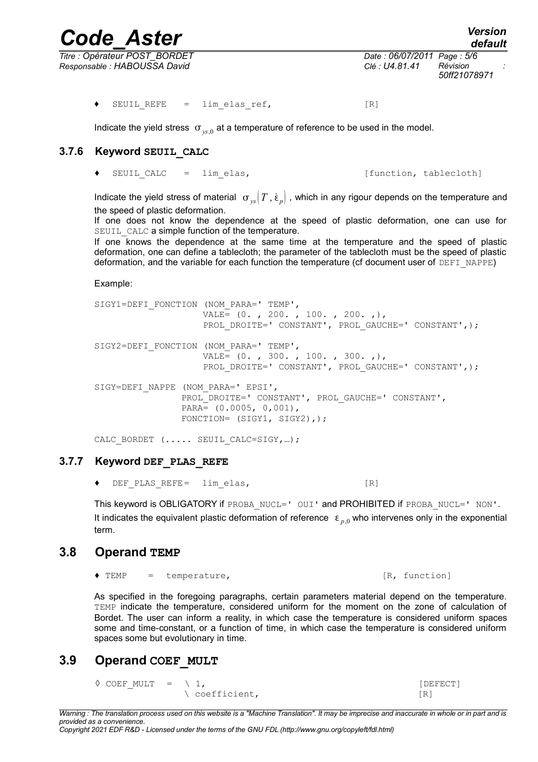♦ SEUIL_REFE = lim_elas_ref, [R]

Indicate the yield stress $\sigma_{ys,0}$ at a temperature of reference to be used in the model.

### 3.7.6 Keyword SEUIL_CALC

♦ SEUIL_CALC = lim_elas, [function, tablecloth]

Indicate the yield stress of material $\sigma_{ys}\left(T, \dot{\varepsilon}_p\right)$, which in any rigour depends on the temperature and the speed of plastic deformation.

If one does not know the dependence at the speed of plastic deformation, one can use for SEUIL_CALC a simple function of the temperature.

If one knows the dependence at the same time at the temperature and the speed of plastic deformation, one can define a tablecloth; the parameter of the tablecloth must be the speed of plastic deformation, and the variable for each function the temperature (cf document user of DEFI_NAPPE)

Example:

```
SIGY1=DEFI_FONCTION (NOM_PARA=' TEMP',
                    VALE= (0. , 200. , 100. , 200. ,),
                    PROL_DROITE=' CONSTANT', PROL_GAUCHE=' CONSTANT',);

SIGY2=DEFI_FONCTION (NOM_PARA=' TEMP',
                    VALE= (0. , 300. , 100. , 300. ,),
                    PROL_DROITE=' CONSTANT', PROL_GAUCHE=' CONSTANT',);

SIGY=DEFI_NAPPE (NOM_PARA=' EPSI',
                PROL_DROITE=' CONSTANT', PROL_GAUCHE=' CONSTANT',
                PARA= (0.0005, 0,001),
                FONCTION= (SIGY1, SIGY2),);

CALC_BORDET (..... SEUIL_CALC=SIGY,…);
```

### 3.7.7 Keyword DEF_PLAS_REFE

♦ DEF_PLAS_REFE= lim_elas, [R]

This keyword is OBLIGATORY if PROBA_NUCL=' OUI' and PROHIBITED if PROBA_NUCL=' NON'.

It indicates the equivalent plastic deformation of reference $\varepsilon_{p,0}$ who intervenes only in the exponential term.

## 3.8 Operand TEMP

♦ TEMP = temperature, [R, function]

As specified in the foregoing paragraphs, certain parameters material depend on the temperature. TEMP indicate the temperature, considered uniform for the moment on the zone of calculation of Bordet. The user can inform a reality, in which case the temperature is considered uniform spaces some and time-constant, or a function of time, in which case the temperature is considered uniform spaces some but evolutionary in time.

## 3.9 Operand COEF_MULT

◊ COEF_MULT = \ 1, [DEFECT]
\ coefficient, [R]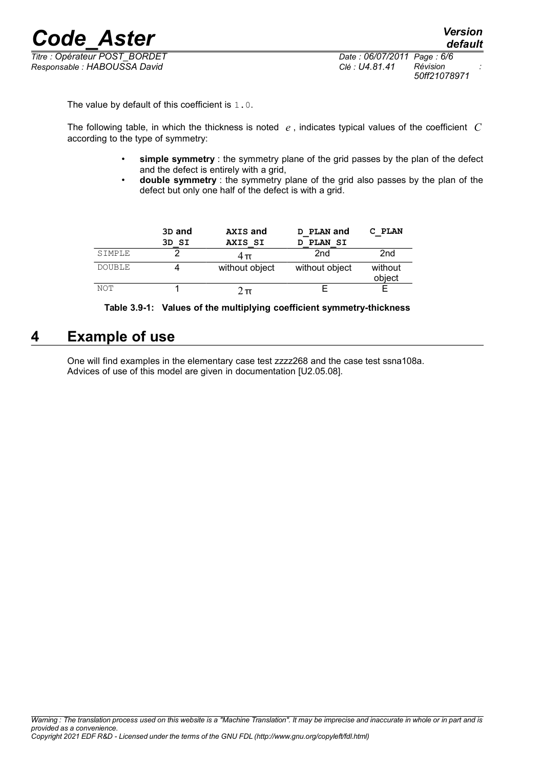The value by default of this coefficient is 1.0.

The following table, in which the thickness is noted $e$, indicates typical values of the coefficient $C$ according to the type of symmetry:

- **simple symmetry** : the symmetry plane of the grid passes by the plan of the defect and the defect is entirely with a grid,
- **double symmetry** : the symmetry plane of the grid also passes by the plan of the defect but only one half of the defect is with a grid.

| | **3D and 3D_SI** | **AXIS and AXIS_SI** | **D_PLAN and D_PLAN_SI** | **C_PLAN** |
|---|---|---|---|---|
| SIMPLE | 2 | $4\pi$ | 2nd | 2nd |
| DOUBLE | 4 | without object | without object | without object |
| NOT | 1 | $2\pi$ | E | E |

**Table 3.9-1: Values of the multiplying coefficient symmetry-thickness**

# 4 Example of use

One will find examples in the elementary case test zzzz268 and the case test ssna108a.
Advices of use of this model are given in documentation [U2.05.08].